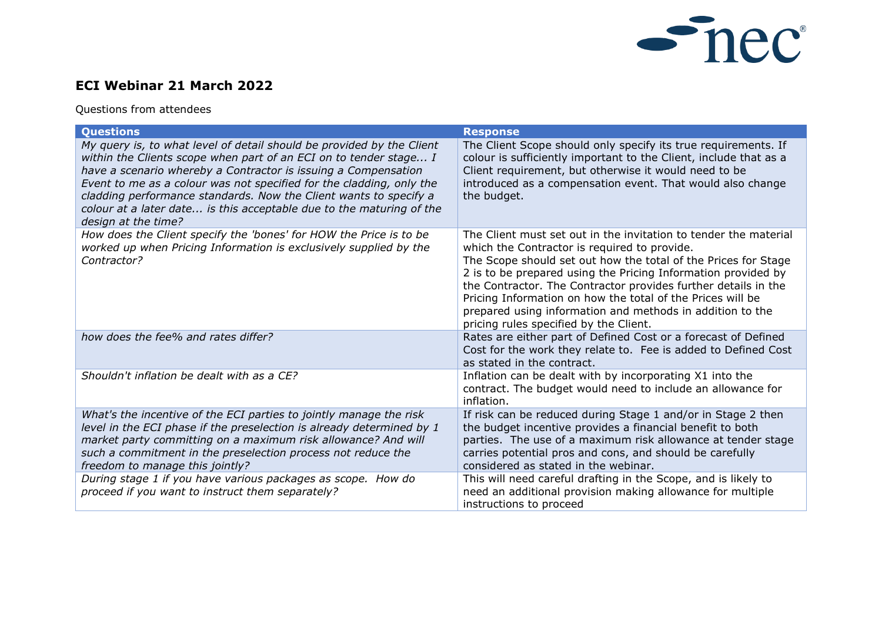## ECI Webinar 21 March 2022

Questions from attendees

| Questions | Response |
|---|---|
| *My query is, to what level of detail should be provided by the Client within the Clients scope when part of an ECI on to tender stage... I have a scenario whereby a Contractor is issuing a Compensation Event to me as a colour was not specified for the cladding, only the cladding performance standards. Now the Client wants to specify a colour at a later date... is this acceptable due to the maturing of the design at the time?* | The Client Scope should only specify its true requirements. If colour is sufficiently important to the Client, include that as a Client requirement, but otherwise it would need to be introduced as a compensation event. That would also change the budget. |
| *How does the Client specify the 'bones' for HOW the Price is to be worked up when Pricing Information is exclusively supplied by the Contractor?* | The Client must set out in the invitation to tender the material which the Contractor is required to provide.<br>The Scope should set out how the total of the Prices for Stage 2 is to be prepared using the Pricing Information provided by the Contractor. The Contractor provides further details in the Pricing Information on how the total of the Prices will be prepared using information and methods in addition to the pricing rules specified by the Client. |
| *how does the fee% and rates differ?* | Rates are either part of Defined Cost or a forecast of Defined Cost for the work they relate to. Fee is added to Defined Cost as stated in the contract. |
| *Shouldn't inflation be dealt with as a CE?* | Inflation can be dealt with by incorporating X1 into the contract. The budget would need to include an allowance for inflation. |
| *What's the incentive of the ECI parties to jointly manage the risk level in the ECI phase if the preselection is already determined by 1 market party committing on a maximum risk allowance? And will such a commitment in the preselection process not reduce the freedom to manage this jointly?* | If risk can be reduced during Stage 1 and/or in Stage 2 then the budget incentive provides a financial benefit to both parties. The use of a maximum risk allowance at tender stage carries potential pros and cons, and should be carefully considered as stated in the webinar. |
| *During stage 1 if you have various packages as scope. How do proceed if you want to instruct them separately?* | This will need careful drafting in the Scope, and is likely to need an additional provision making allowance for multiple instructions to proceed |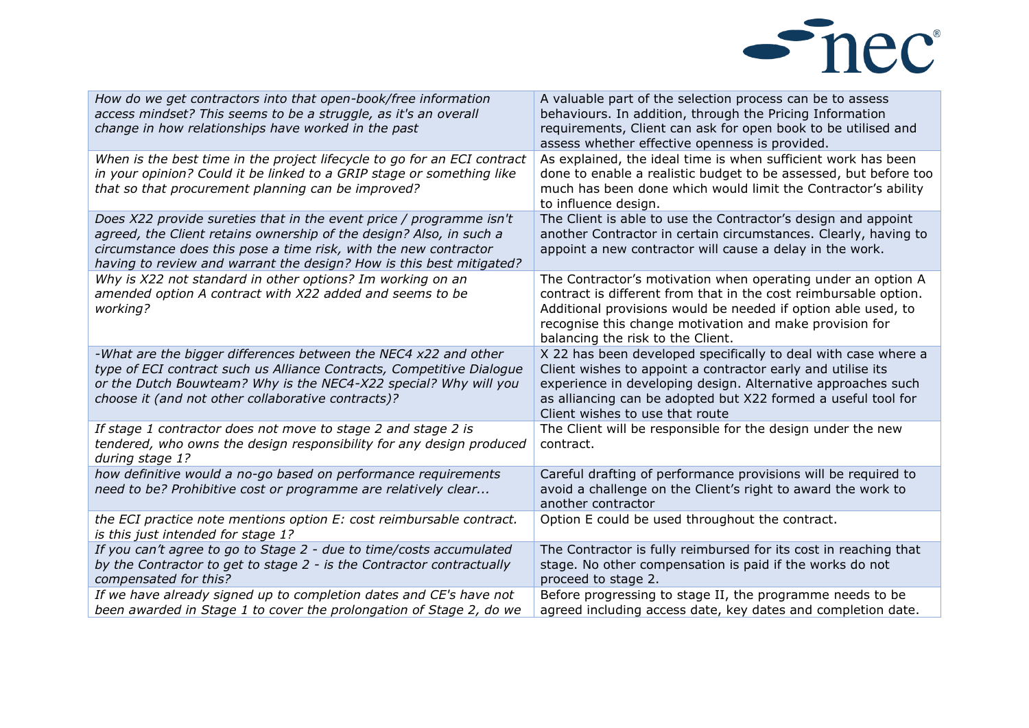| | |
|---|---|
| *How do we get contractors into that open-book/free information access mindset? This seems to be a struggle, as it's an overall change in how relationships have worked in the past* | A valuable part of the selection process can be to assess behaviours. In addition, through the Pricing Information requirements, Client can ask for open book to be utilised and assess whether effective openness is provided. |
| *When is the best time in the project lifecycle to go for an ECI contract in your opinion? Could it be linked to a GRIP stage or something like that so that procurement planning can be improved?* | As explained, the ideal time is when sufficient work has been done to enable a realistic budget to be assessed, but before too much has been done which would limit the Contractor's ability to influence design. |
| *Does X22 provide sureties that in the event price / programme isn't agreed, the Client retains ownership of the design? Also, in such a circumstance does this pose a time risk, with the new contractor having to review and warrant the design? How is this best mitigated?* | The Client is able to use the Contractor's design and appoint another Contractor in certain circumstances. Clearly, having to appoint a new contractor will cause a delay in the work. |
| *Why is X22 not standard in other options? Im working on an amended option A contract with X22 added and seems to be working?* | The Contractor's motivation when operating under an option A contract is different from that in the cost reimbursable option. Additional provisions would be needed if option able used, to recognise this change motivation and make provision for balancing the risk to the Client. |
| *-What are the bigger differences between the NEC4 x22 and other type of ECI contract such us Alliance Contracts, Competitive Dialogue or the Dutch Bouwteam? Why is the NEC4-X22 special? Why will you choose it (and not other collaborative contracts)?* | X 22 has been developed specifically to deal with case where a Client wishes to appoint a contractor early and utilise its experience in developing design. Alternative approaches such as alliancing can be adopted but X22 formed a useful tool for Client wishes to use that route |
| *If stage 1 contractor does not move to stage 2 and stage 2 is tendered, who owns the design responsibility for any design produced during stage 1?* | The Client will be responsible for the design under the new contract. |
| *how definitive would a no-go based on performance requirements need to be? Prohibitive cost or programme are relatively clear...* | Careful drafting of performance provisions will be required to avoid a challenge on the Client's right to award the work to another contractor |
| *the ECI practice note mentions option E: cost reimbursable contract. is this just intended for stage 1?* | Option E could be used throughout the contract. |
| *If you can't agree to go to Stage 2 - due to time/costs accumulated by the Contractor to get to stage 2 - is the Contractor contractually compensated for this?* | The Contractor is fully reimbursed for its cost in reaching that stage. No other compensation is paid if the works do not proceed to stage 2. |
| *If we have already signed up to completion dates and CE's have not been awarded in Stage 1 to cover the prolongation of Stage 2, do we* | Before progressing to stage II, the programme needs to be agreed including access date, key dates and completion date. |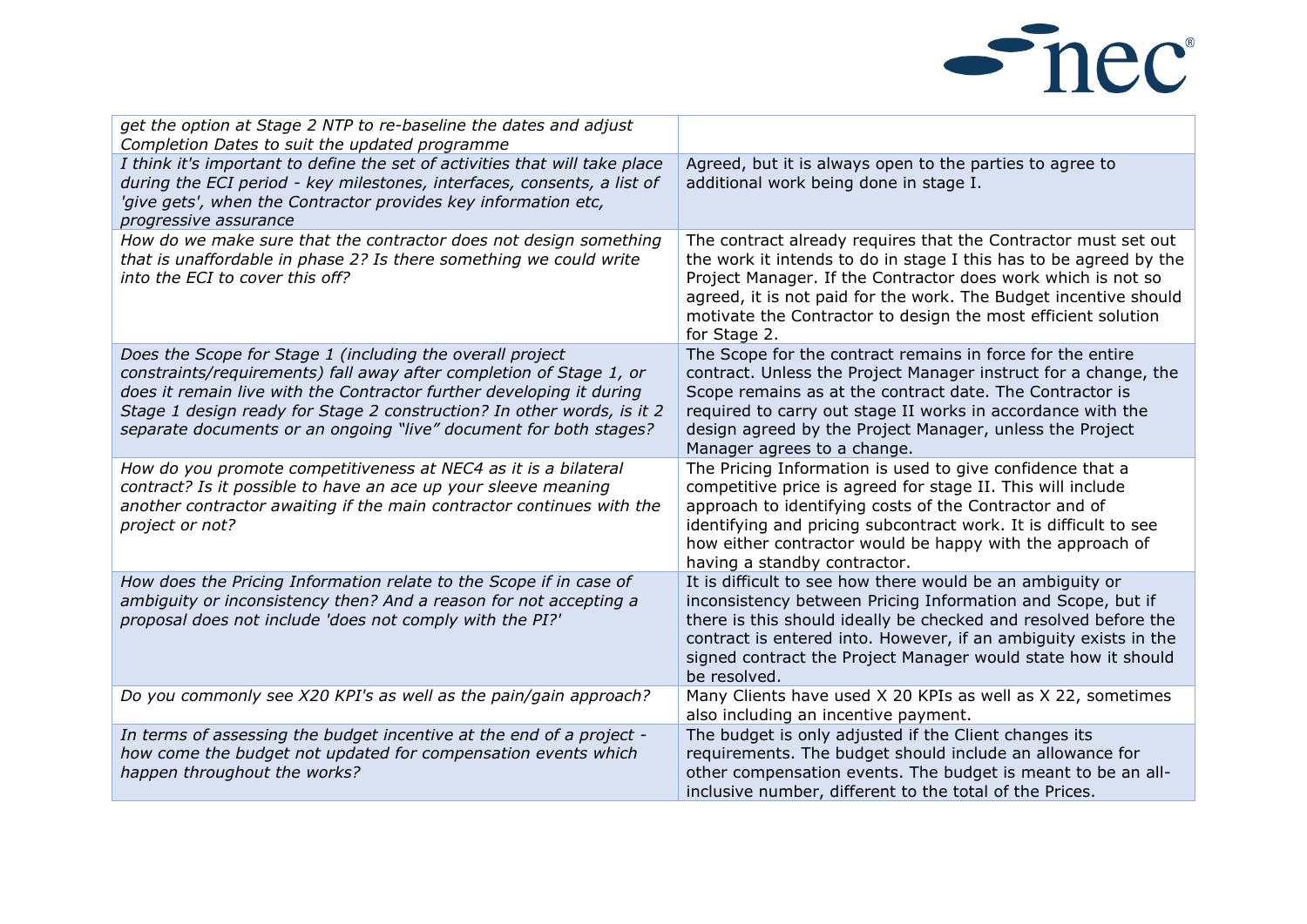| | |
|---|---|
| *get the option at Stage 2 NTP to re-baseline the dates and adjust Completion Dates to suit the updated programme* | |
| *I think it's important to define the set of activities that will take place during the ECI period - key milestones, interfaces, consents, a list of 'give gets', when the Contractor provides key information etc, progressive assurance* | Agreed, but it is always open to the parties to agree to additional work being done in stage I. |
| *How do we make sure that the contractor does not design something that is unaffordable in phase 2? Is there something we could write into the ECI to cover this off?* | The contract already requires that the Contractor must set out the work it intends to do in stage I this has to be agreed by the Project Manager. If the Contractor does work which is not so agreed, it is not paid for the work. The Budget incentive should motivate the Contractor to design the most efficient solution for Stage 2. |
| *Does the Scope for Stage 1 (including the overall project constraints/requirements) fall away after completion of Stage 1, or does it remain live with the Contractor further developing it during Stage 1 design ready for Stage 2 construction? In other words, is it 2 separate documents or an ongoing "live" document for both stages?* | The Scope for the contract remains in force for the entire contract. Unless the Project Manager instruct for a change, the Scope remains as at the contract date. The Contractor is required to carry out stage II works in accordance with the design agreed by the Project Manager, unless the Project Manager agrees to a change. |
| *How do you promote competitiveness at NEC4 as it is a bilateral contract? Is it possible to have an ace up your sleeve meaning another contractor awaiting if the main contractor continues with the project or not?* | The Pricing Information is used to give confidence that a competitive price is agreed for stage II. This will include approach to identifying costs of the Contractor and of identifying and pricing subcontract work. It is difficult to see how either contractor would be happy with the approach of having a standby contractor. |
| *How does the Pricing Information relate to the Scope if in case of ambiguity or inconsistency then? And a reason for not accepting a proposal does not include 'does not comply with the PI?'* | It is difficult to see how there would be an ambiguity or inconsistency between Pricing Information and Scope, but if there is this should ideally be checked and resolved before the contract is entered into. However, if an ambiguity exists in the signed contract the Project Manager would state how it should be resolved. |
| *Do you commonly see X20 KPI's as well as the pain/gain approach?* | Many Clients have used X 20 KPIs as well as X 22, sometimes also including an incentive payment. |
| *In terms of assessing the budget incentive at the end of a project - how come the budget not updated for compensation events which happen throughout the works?* | The budget is only adjusted if the Client changes its requirements. The budget should include an allowance for other compensation events. The budget is meant to be an all-inclusive number, different to the total of the Prices. |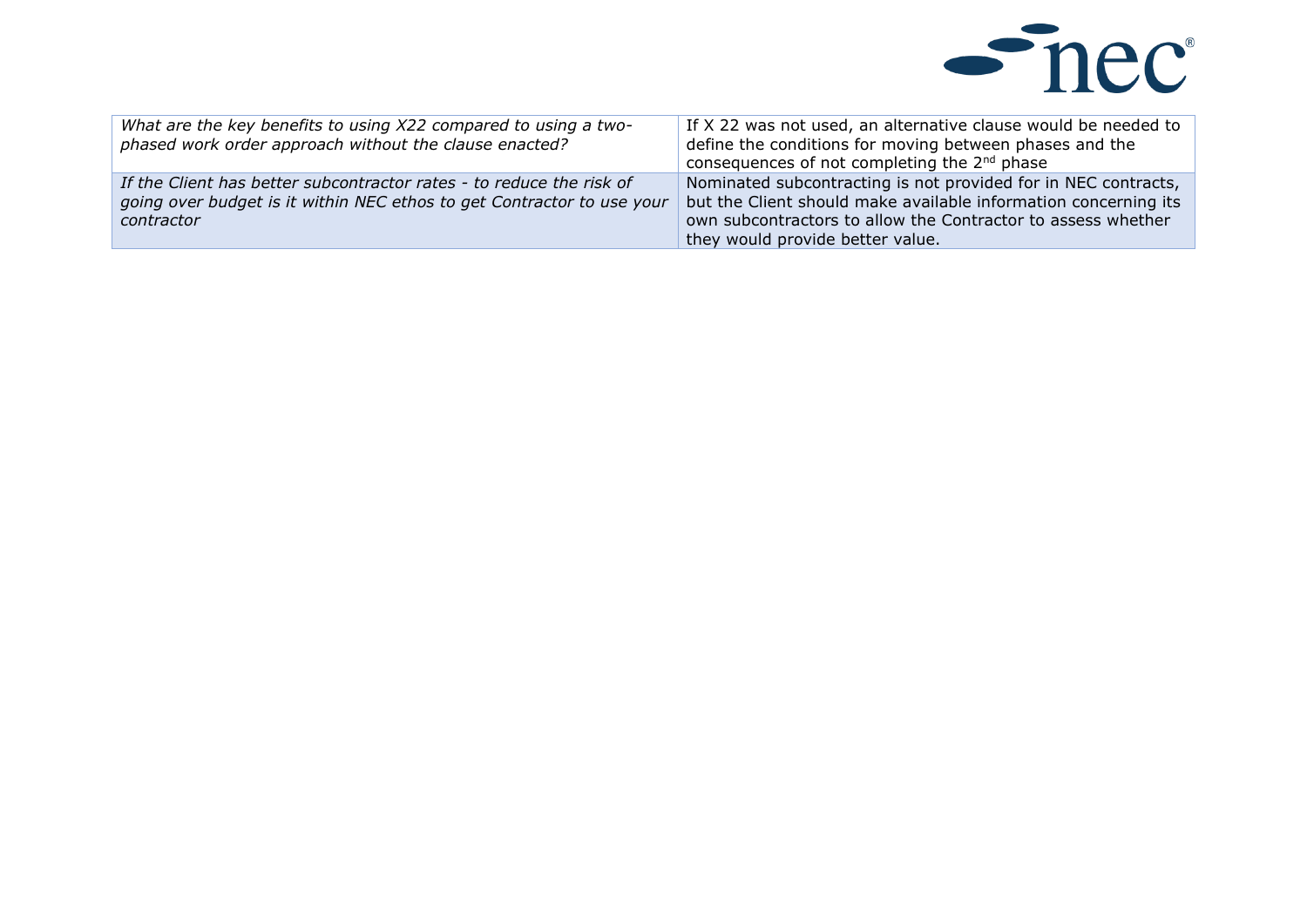| | |
|---|---|
| *What are the key benefits to using X22 compared to using a two-phased work order approach without the clause enacted?* | If X 22 was not used, an alternative clause would be needed to define the conditions for moving between phases and the consequences of not completing the 2nd phase |
| *If the Client has better subcontractor rates - to reduce the risk of going over budget is it within NEC ethos to get Contractor to use your contractor* | Nominated subcontracting is not provided for in NEC contracts, but the Client should make available information concerning its own subcontractors to allow the Contractor to assess whether they would provide better value. |